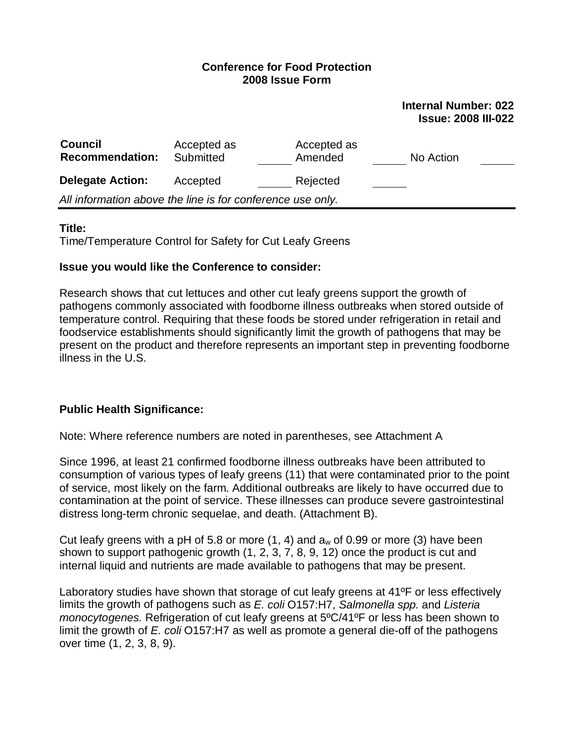**Conference for Food Protection**
**2008 Issue Form**

**Internal Number: 022**
**Issue: 2008 III-022**

| | | | | | | |
|---|---|---|---|---|---|---|
| **Council Recommendation:** | Accepted as Submitted | ______ | Accepted as Amended | ______ | No Action | ______ |
| **Delegate Action:** | Accepted | ______ | Rejected | ______ | | |

*All information above the line is for conference use only.*

---

**Title:**
Time/Temperature Control for Safety for Cut Leafy Greens

**Issue you would like the Conference to consider:**

Research shows that cut lettuces and other cut leafy greens support the growth of pathogens commonly associated with foodborne illness outbreaks when stored outside of temperature control. Requiring that these foods be stored under refrigeration in retail and foodservice establishments should significantly limit the growth of pathogens that may be present on the product and therefore represents an important step in preventing foodborne illness in the U.S.

**Public Health Significance:**

Note: Where reference numbers are noted in parentheses, see Attachment A

Since 1996, at least 21 confirmed foodborne illness outbreaks have been attributed to consumption of various types of leafy greens (11) that were contaminated prior to the point of service, most likely on the farm. Additional outbreaks are likely to have occurred due to contamination at the point of service. These illnesses can produce severe gastrointestinal distress long-term chronic sequelae, and death. (Attachment B).

Cut leafy greens with a pH of 5.8 or more (1, 4) and $a_w$ of 0.99 or more (3) have been shown to support pathogenic growth (1, 2, 3, 7, 8, 9, 12) once the product is cut and internal liquid and nutrients are made available to pathogens that may be present.

Laboratory studies have shown that storage of cut leafy greens at 41ºF or less effectively limits the growth of pathogens such as *E. coli* O157:H7, *Salmonella spp.* and *Listeria monocytogenes.* Refrigeration of cut leafy greens at 5ºC/41ºF or less has been shown to limit the growth of *E. coli* O157:H7 as well as promote a general die-off of the pathogens over time (1, 2, 3, 8, 9).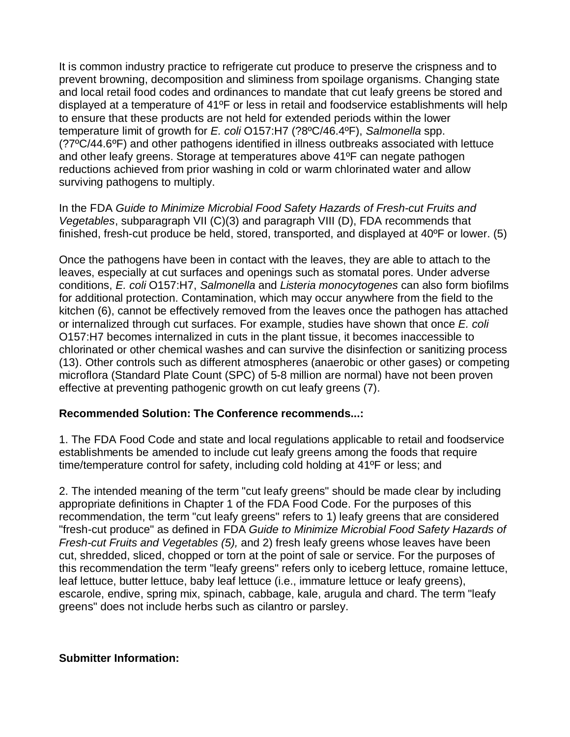It is common industry practice to refrigerate cut produce to preserve the crispness and to prevent browning, decomposition and sliminess from spoilage organisms. Changing state and local retail food codes and ordinances to mandate that cut leafy greens be stored and displayed at a temperature of 41ºF or less in retail and foodservice establishments will help to ensure that these products are not held for extended periods within the lower temperature limit of growth for *E. coli* O157:H7 (?8ºC/46.4ºF), *Salmonella* spp. (?7ºC/44.6ºF) and other pathogens identified in illness outbreaks associated with lettuce and other leafy greens. Storage at temperatures above 41ºF can negate pathogen reductions achieved from prior washing in cold or warm chlorinated water and allow surviving pathogens to multiply.

In the FDA *Guide to Minimize Microbial Food Safety Hazards of Fresh-cut Fruits and Vegetables*, subparagraph VII (C)(3) and paragraph VIII (D), FDA recommends that finished, fresh-cut produce be held, stored, transported, and displayed at 40ºF or lower. (5)

Once the pathogens have been in contact with the leaves, they are able to attach to the leaves, especially at cut surfaces and openings such as stomatal pores. Under adverse conditions, *E. coli* O157:H7, *Salmonella* and *Listeria monocytogenes* can also form biofilms for additional protection. Contamination, which may occur anywhere from the field to the kitchen (6), cannot be effectively removed from the leaves once the pathogen has attached or internalized through cut surfaces. For example, studies have shown that once *E. coli* O157:H7 becomes internalized in cuts in the plant tissue, it becomes inaccessible to chlorinated or other chemical washes and can survive the disinfection or sanitizing process (13). Other controls such as different atmospheres (anaerobic or other gases) or competing microflora (Standard Plate Count (SPC) of 5-8 million are normal) have not been proven effective at preventing pathogenic growth on cut leafy greens (7).

**Recommended Solution: The Conference recommends...:**

1. The FDA Food Code and state and local regulations applicable to retail and foodservice establishments be amended to include cut leafy greens among the foods that require time/temperature control for safety, including cold holding at 41ºF or less; and

2. The intended meaning of the term "cut leafy greens" should be made clear by including appropriate definitions in Chapter 1 of the FDA Food Code. For the purposes of this recommendation, the term "cut leafy greens" refers to 1) leafy greens that are considered "fresh-cut produce" as defined in FDA *Guide to Minimize Microbial Food Safety Hazards of Fresh-cut Fruits and Vegetables (5),* and 2) fresh leafy greens whose leaves have been cut, shredded, sliced, chopped or torn at the point of sale or service. For the purposes of this recommendation the term "leafy greens" refers only to iceberg lettuce, romaine lettuce, leaf lettuce, butter lettuce, baby leaf lettuce (i.e., immature lettuce or leafy greens), escarole, endive, spring mix, spinach, cabbage, kale, arugula and chard. The term "leafy greens" does not include herbs such as cilantro or parsley.

**Submitter Information:**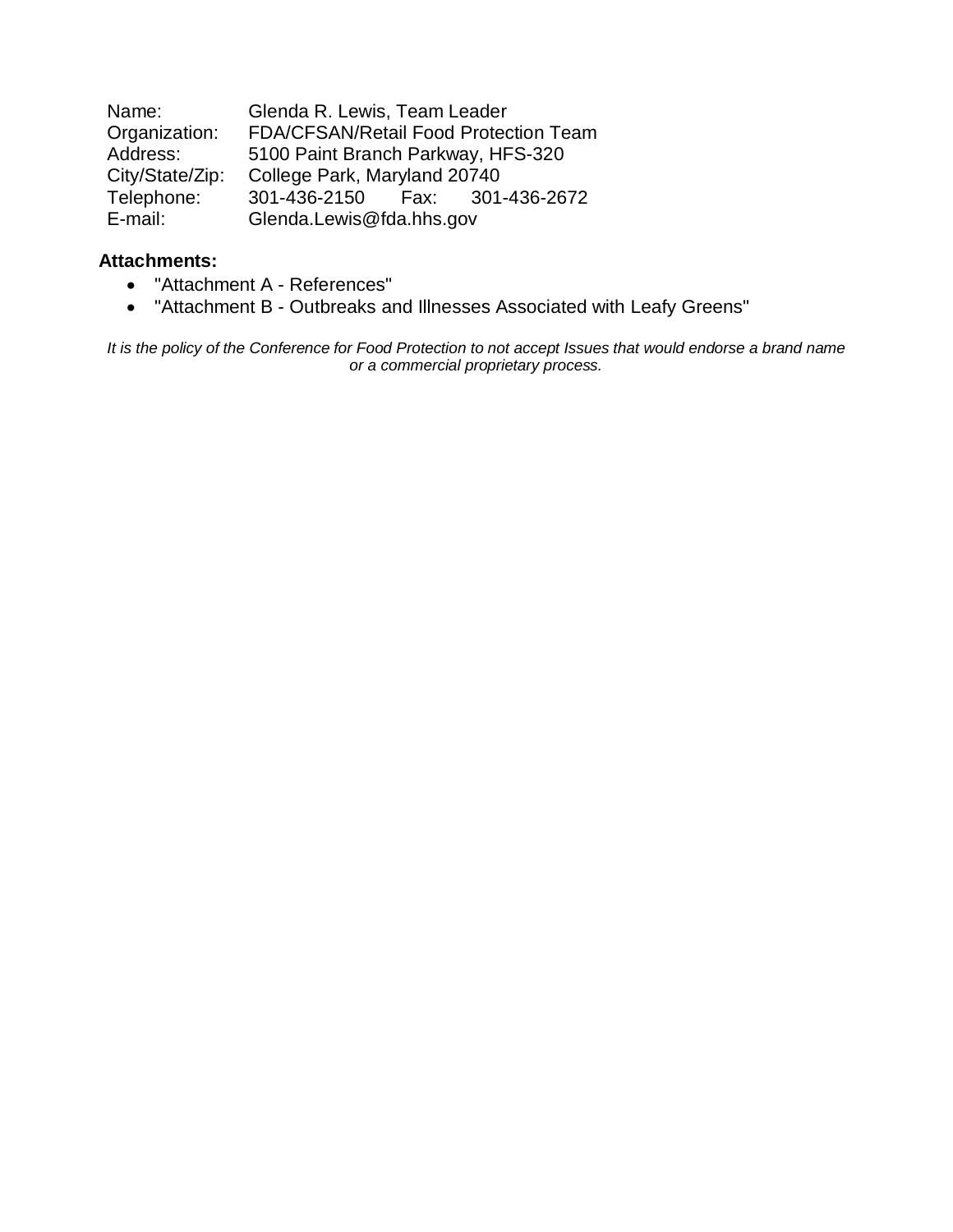| | |
|---|---|
| Name: | Glenda R. Lewis, Team Leader |
| Organization: | FDA/CFSAN/Retail Food Protection Team |
| Address: | 5100 Paint Branch Parkway, HFS-320 |
| City/State/Zip: | College Park, Maryland 20740 |
| Telephone: | 301-436-2150 Fax: 301-436-2672 |
| E-mail: | Glenda.Lewis@fda.hhs.gov |

**Attachments:**

- "Attachment A - References"
- "Attachment B - Outbreaks and Illnesses Associated with Leafy Greens"

*It is the policy of the Conference for Food Protection to not accept Issues that would endorse a brand name or a commercial proprietary process.*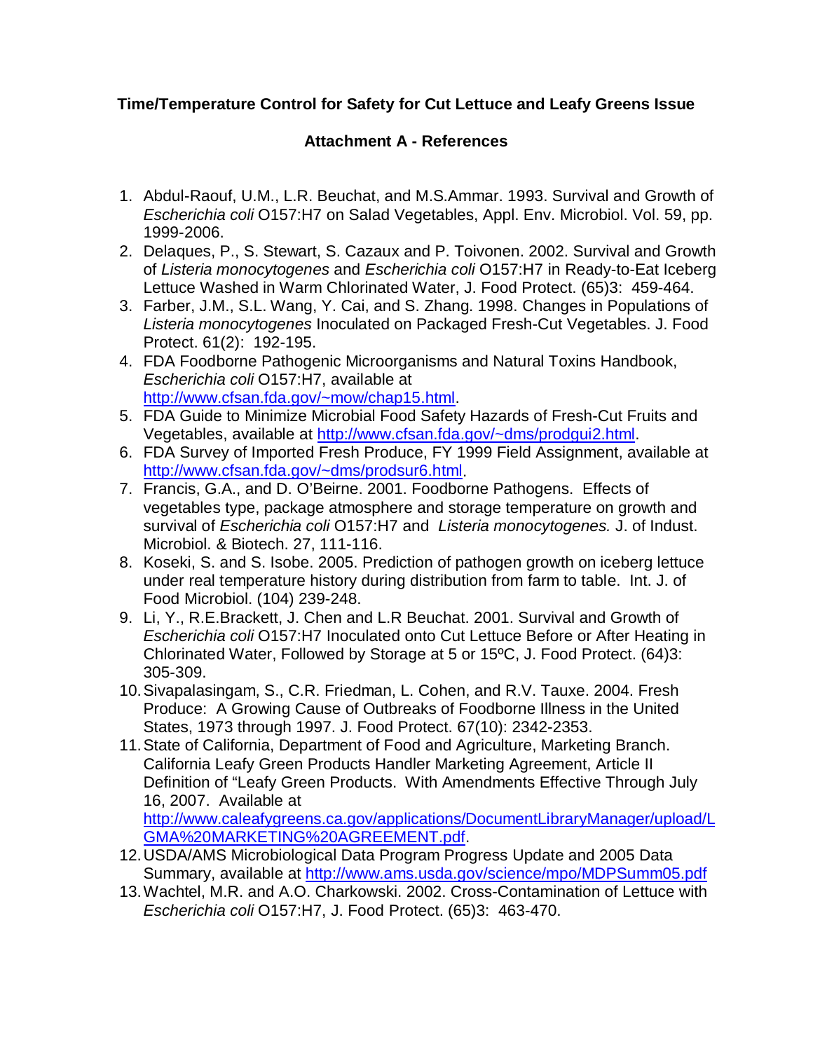**Time/Temperature Control for Safety for Cut Lettuce and Leafy Greens Issue**

**Attachment A - References**

1. Abdul-Raouf, U.M., L.R. Beuchat, and M.S.Ammar. 1993. Survival and Growth of *Escherichia coli* O157:H7 on Salad Vegetables, Appl. Env. Microbiol. Vol. 59, pp. 1999-2006.
2. Delaques, P., S. Stewart, S. Cazaux and P. Toivonen. 2002. Survival and Growth of *Listeria monocytogenes* and *Escherichia coli* O157:H7 in Ready-to-Eat Iceberg Lettuce Washed in Warm Chlorinated Water, J. Food Protect. (65)3: 459-464.
3. Farber, J.M., S.L. Wang, Y. Cai, and S. Zhang. 1998. Changes in Populations of *Listeria monocytogenes* Inoculated on Packaged Fresh-Cut Vegetables. J. Food Protect. 61(2): 192-195.
4. FDA Foodborne Pathogenic Microorganisms and Natural Toxins Handbook, *Escherichia coli* O157:H7, available at http://www.cfsan.fda.gov/~mow/chap15.html.
5. FDA Guide to Minimize Microbial Food Safety Hazards of Fresh-Cut Fruits and Vegetables, available at http://www.cfsan.fda.gov/~dms/prodgui2.html.
6. FDA Survey of Imported Fresh Produce, FY 1999 Field Assignment, available at http://www.cfsan.fda.gov/~dms/prodsur6.html.
7. Francis, G.A., and D. O'Beirne. 2001. Foodborne Pathogens. Effects of vegetables type, package atmosphere and storage temperature on growth and survival of *Escherichia coli* O157:H7 and *Listeria monocytogenes.* J. of Indust. Microbiol. & Biotech. 27, 111-116.
8. Koseki, S. and S. Isobe. 2005. Prediction of pathogen growth on iceberg lettuce under real temperature history during distribution from farm to table. Int. J. of Food Microbiol. (104) 239-248.
9. Li, Y., R.E.Brackett, J. Chen and L.R Beuchat. 2001. Survival and Growth of *Escherichia coli* O157:H7 Inoculated onto Cut Lettuce Before or After Heating in Chlorinated Water, Followed by Storage at 5 or 15ºC, J. Food Protect. (64)3: 305-309.
10. Sivapalasingam, S., C.R. Friedman, L. Cohen, and R.V. Tauxe. 2004. Fresh Produce: A Growing Cause of Outbreaks of Foodborne Illness in the United States, 1973 through 1997. J. Food Protect. 67(10): 2342-2353.
11. State of California, Department of Food and Agriculture, Marketing Branch. California Leafy Green Products Handler Marketing Agreement, Article II Definition of "Leafy Green Products. With Amendments Effective Through July 16, 2007. Available at http://www.caleafygreens.ca.gov/applications/DocumentLibraryManager/upload/LGMA%20MARKETING%20AGREEMENT.pdf.
12. USDA/AMS Microbiological Data Program Progress Update and 2005 Data Summary, available at http://www.ams.usda.gov/science/mpo/MDPSumm05.pdf
13. Wachtel, M.R. and A.O. Charkowski. 2002. Cross-Contamination of Lettuce with *Escherichia coli* O157:H7, J. Food Protect. (65)3: 463-470.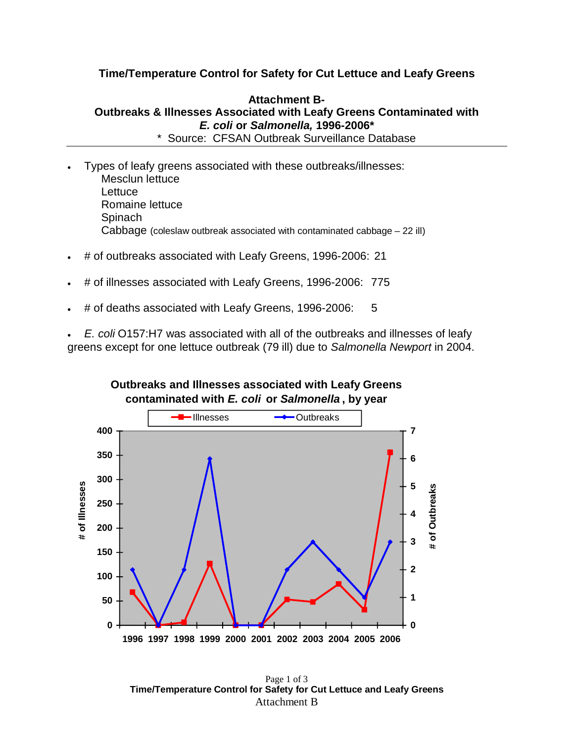## Time/Temperature Control for Safety for Cut Lettuce and Leafy Greens

### Attachment B-
### Outbreaks & Illnesses Associated with Leafy Greens Contaminated with *E. coli* or *Salmonella,* 1996-2006*

\* Source: CFSAN Outbreak Surveillance Database

- Types of leafy greens associated with these outbreaks/illnesses:
  - Mesclun lettuce
  - Lettuce
  - Romaine lettuce
  - Spinach
  - Cabbage (coleslaw outbreak associated with contaminated cabbage – 22 ill)
- # of outbreaks associated with Leafy Greens, 1996-2006: 21
- # of illnesses associated with Leafy Greens, 1996-2006: 775
- # of deaths associated with Leafy Greens, 1996-2006: 5
- *E. coli* O157:H7 was associated with all of the outbreaks and illnesses of leafy greens except for one lettuce outbreak (79 ill) due to *Salmonella Newport* in 2004.

**Outbreaks and Illnesses associated with Leafy Greens contaminated with *E. coli* or *Salmonella*, by year**

Illnesses
Outbreaks

# of Illnesses
0
50
100
150
200
250
300
350
400

# of Outbreaks
0
1
2
3
4
5
6
7

1996 1997 1998 1999 2000 2001 2002 2003 2004 2005 2006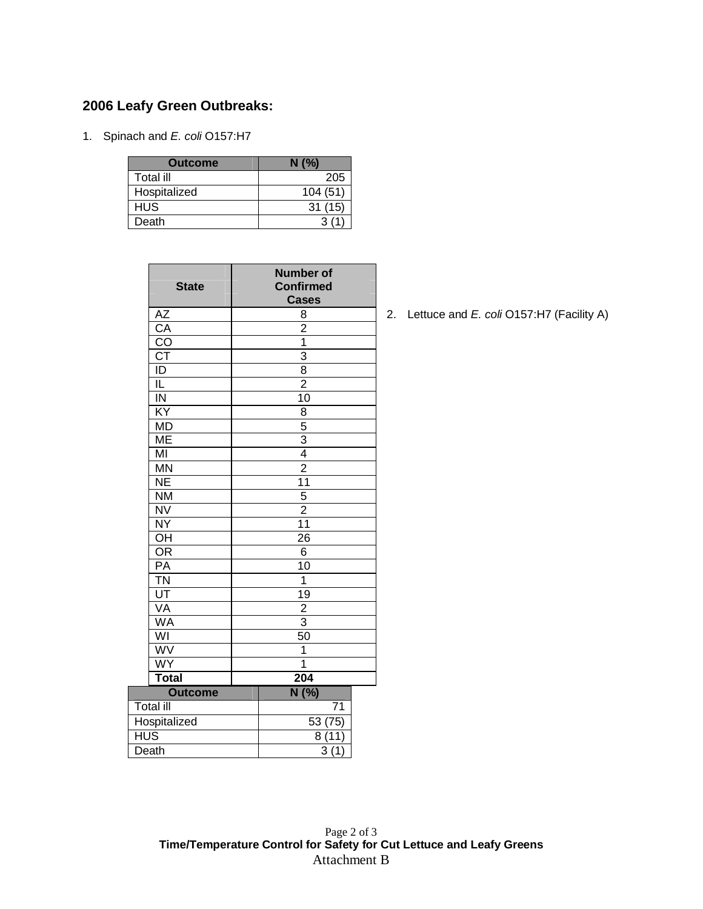## 2006 Leafy Green Outbreaks:

1. Spinach and *E. coli* O157:H7

| Outcome | N (%) |
|---|---|
| Total ill | 205 |
| Hospitalized | 104 (51) |
| HUS | 31 (15) |
| Death | 3 (1) |

| State | Number of Confirmed Cases |
|---|---|
| AZ | 8 |
| CA | 2 |
| CO | 1 |
| CT | 3 |
| ID | 8 |
| IL | 2 |
| IN | 10 |
| KY | 8 |
| MD | 5 |
| ME | 3 |
| MI | 4 |
| MN | 2 |
| NE | 11 |
| NM | 5 |
| NV | 2 |
| NY | 11 |
| OH | 26 |
| OR | 6 |
| PA | 10 |
| TN | 1 |
| UT | 19 |
| VA | 2 |
| WA | 3 |
| WI | 50 |
| WV | 1 |
| WY | 1 |
| **Total** | **204** |

2. Lettuce and *E. coli* O157:H7 (Facility A)

| Outcome | N (%) |
|---|---|
| Total ill | 71 |
| Hospitalized | 53 (75) |
| HUS | 8 (11) |
| Death | 3 (1) |

Time/Temperature Control for Safety for Cut Lettuce and Leafy Greens

Attachment B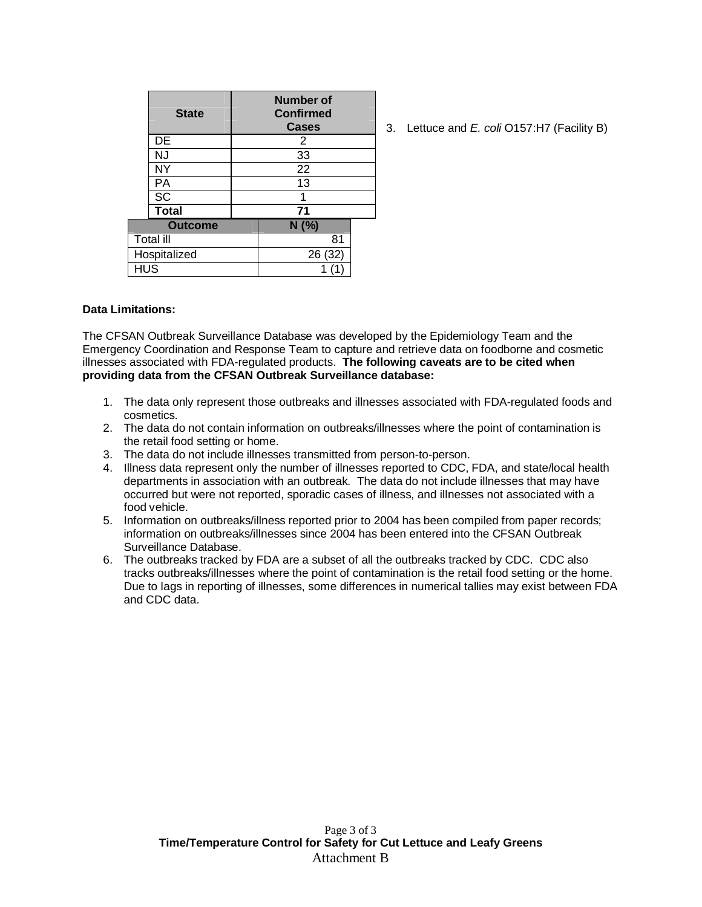| State | Number of Confirmed Cases |
| --- | --- |
| DE | 2 |
| NJ | 33 |
| NY | 22 |
| PA | 13 |
| SC | 1 |
| **Total** | **71** |

| Outcome | N (%) |
| --- | --- |
| Total ill | 81 |
| Hospitalized | 26 (32) |
| HUS | 1 (1) |

3. Lettuce and *E. coli* O157:H7 (Facility B)

**Data Limitations:**

The CFSAN Outbreak Surveillance Database was developed by the Epidemiology Team and the Emergency Coordination and Response Team to capture and retrieve data on foodborne and cosmetic illnesses associated with FDA-regulated products. **The following caveats are to be cited when providing data from the CFSAN Outbreak Surveillance database:**

1. The data only represent those outbreaks and illnesses associated with FDA-regulated foods and cosmetics.
2. The data do not contain information on outbreaks/illnesses where the point of contamination is the retail food setting or home.
3. The data do not include illnesses transmitted from person-to-person.
4. Illness data represent only the number of illnesses reported to CDC, FDA, and state/local health departments in association with an outbreak. The data do not include illnesses that may have occurred but were not reported, sporadic cases of illness, and illnesses not associated with a food vehicle.
5. Information on outbreaks/illness reported prior to 2004 has been compiled from paper records; information on outbreaks/illnesses since 2004 has been entered into the CFSAN Outbreak Surveillance Database.
6. The outbreaks tracked by FDA are a subset of all the outbreaks tracked by CDC. CDC also tracks outbreaks/illnesses where the point of contamination is the retail food setting or the home. Due to lags in reporting of illnesses, some differences in numerical tallies may exist between FDA and CDC data.